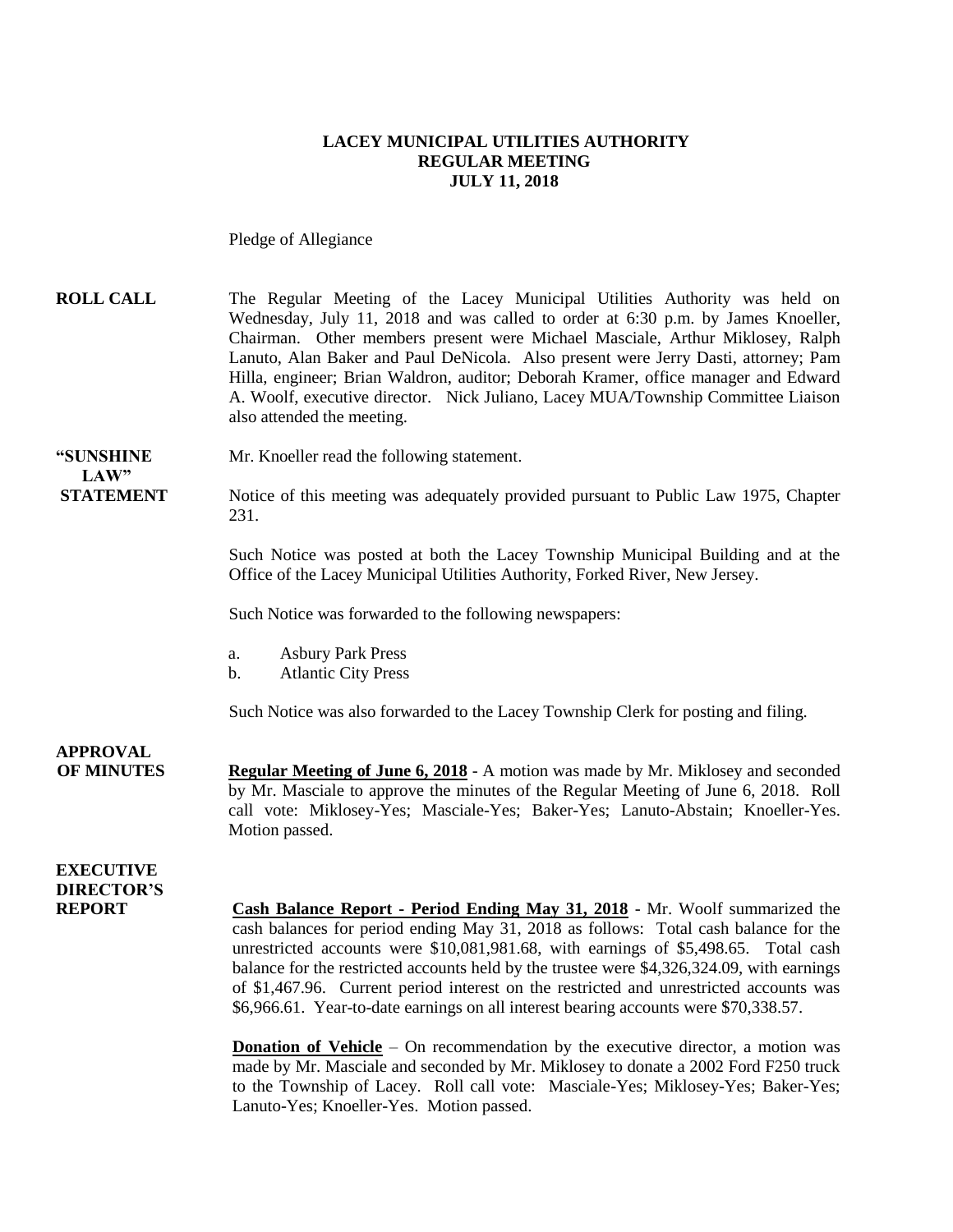# LACEY MUNICIPAL UTILITIES AUTHORITY
## REGULAR MEETING
## JULY 11, 2018

Pledge of Allegiance

**ROLL CALL** The Regular Meeting of the Lacey Municipal Utilities Authority was held on Wednesday, July 11, 2018 and was called to order at 6:30 p.m. by James Knoeller, Chairman. Other members present were Michael Masciale, Arthur Miklosey, Ralph Lanuto, Alan Baker and Paul DeNicola. Also present were Jerry Dasti, attorney; Pam Hilla, engineer; Brian Waldron, auditor; Deborah Kramer, office manager and Edward A. Woolf, executive director. Nick Juliano, Lacey MUA/Township Committee Liaison also attended the meeting.

**"SUNSHINE LAW" STATEMENT** Mr. Knoeller read the following statement.

Notice of this meeting was adequately provided pursuant to Public Law 1975, Chapter 231.

Such Notice was posted at both the Lacey Township Municipal Building and at the Office of the Lacey Municipal Utilities Authority, Forked River, New Jersey.

Such Notice was forwarded to the following newspapers:

a. Asbury Park Press
b. Atlantic City Press

Such Notice was also forwarded to the Lacey Township Clerk for posting and filing.

**APPROVAL OF MINUTES** **Regular Meeting of June 6, 2018** - A motion was made by Mr. Miklosey and seconded by Mr. Masciale to approve the minutes of the Regular Meeting of June 6, 2018. Roll call vote: Miklosey-Yes; Masciale-Yes; Baker-Yes; Lanuto-Abstain; Knoeller-Yes. Motion passed.

**EXECUTIVE DIRECTOR'S REPORT** **Cash Balance Report - Period Ending May 31, 2018** - Mr. Woolf summarized the cash balances for period ending May 31, 2018 as follows: Total cash balance for the unrestricted accounts were $10,081,981.68, with earnings of $5,498.65. Total cash balance for the restricted accounts held by the trustee were $4,326,324.09, with earnings of $1,467.96. Current period interest on the restricted and unrestricted accounts was $6,966.61. Year-to-date earnings on all interest bearing accounts were $70,338.57.

**Donation of Vehicle** – On recommendation by the executive director, a motion was made by Mr. Masciale and seconded by Mr. Miklosey to donate a 2002 Ford F250 truck to the Township of Lacey. Roll call vote: Masciale-Yes; Miklosey-Yes; Baker-Yes; Lanuto-Yes; Knoeller-Yes. Motion passed.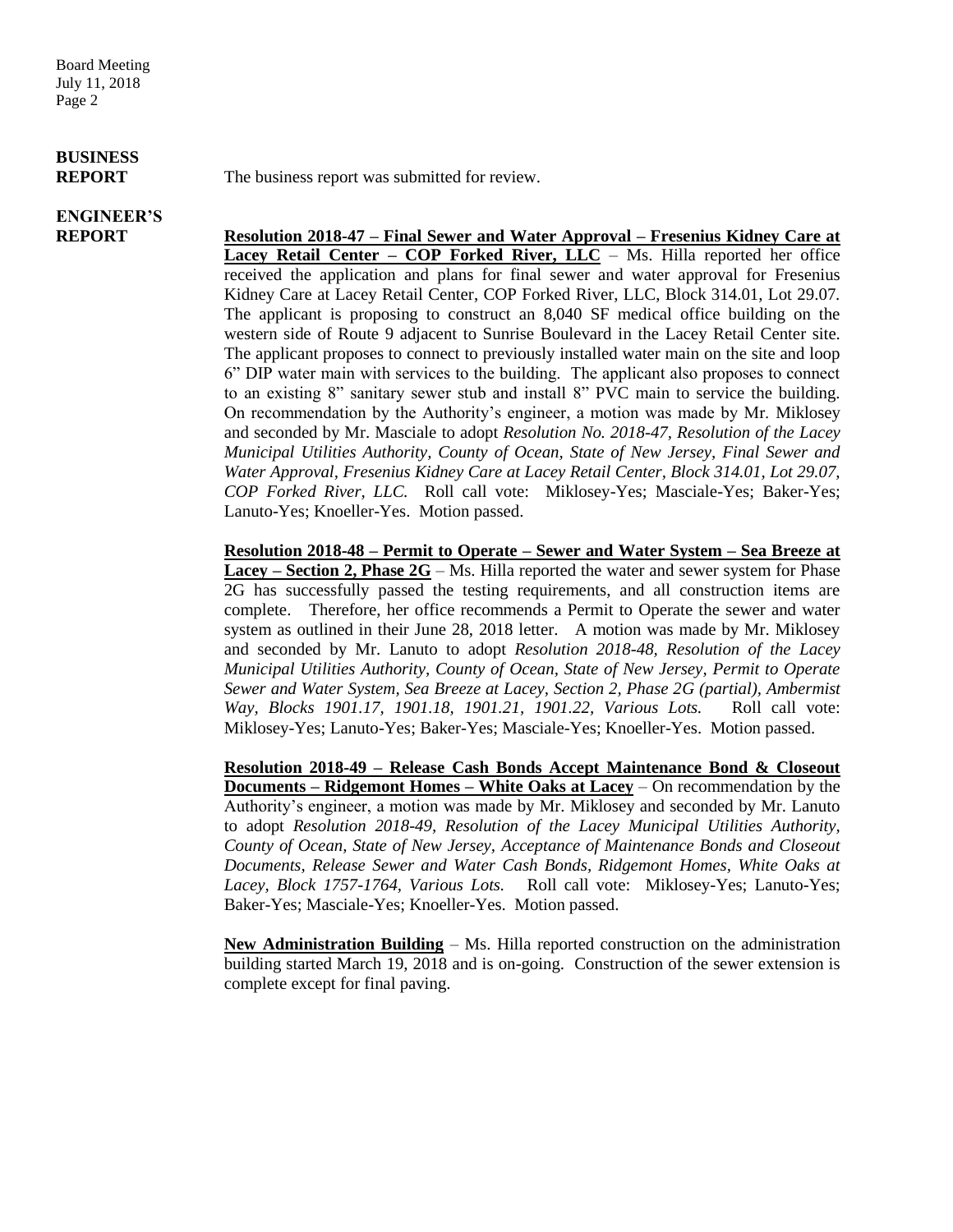**BUSINESS REPORT**

The business report was submitted for review.

**ENGINEER'S REPORT**

**Resolution 2018-47 – Final Sewer and Water Approval – Fresenius Kidney Care at Lacey Retail Center – COP Forked River, LLC** – Ms. Hilla reported her office received the application and plans for final sewer and water approval for Fresenius Kidney Care at Lacey Retail Center, COP Forked River, LLC, Block 314.01, Lot 29.07. The applicant is proposing to construct an 8,040 SF medical office building on the western side of Route 9 adjacent to Sunrise Boulevard in the Lacey Retail Center site. The applicant proposes to connect to previously installed water main on the site and loop 6" DIP water main with services to the building. The applicant also proposes to connect to an existing 8" sanitary sewer stub and install 8" PVC main to service the building. On recommendation by the Authority's engineer, a motion was made by Mr. Miklosey and seconded by Mr. Masciale to adopt *Resolution No. 2018-47, Resolution of the Lacey Municipal Utilities Authority, County of Ocean, State of New Jersey, Final Sewer and Water Approval, Fresenius Kidney Care at Lacey Retail Center, Block 314.01, Lot 29.07, COP Forked River, LLC.* Roll call vote: Miklosey-Yes; Masciale-Yes; Baker-Yes; Lanuto-Yes; Knoeller-Yes. Motion passed.

**Resolution 2018-48 – Permit to Operate – Sewer and Water System – Sea Breeze at Lacey – Section 2, Phase 2G** – Ms. Hilla reported the water and sewer system for Phase 2G has successfully passed the testing requirements, and all construction items are complete. Therefore, her office recommends a Permit to Operate the sewer and water system as outlined in their June 28, 2018 letter. A motion was made by Mr. Miklosey and seconded by Mr. Lanuto to adopt *Resolution 2018-48, Resolution of the Lacey Municipal Utilities Authority, County of Ocean, State of New Jersey, Permit to Operate Sewer and Water System, Sea Breeze at Lacey, Section 2, Phase 2G (partial), Ambermist Way, Blocks 1901.17, 1901.18, 1901.21, 1901.22, Various Lots.* Roll call vote: Miklosey-Yes; Lanuto-Yes; Baker-Yes; Masciale-Yes; Knoeller-Yes. Motion passed.

**Resolution 2018-49 – Release Cash Bonds Accept Maintenance Bond & Closeout Documents – Ridgemont Homes – White Oaks at Lacey** – On recommendation by the Authority's engineer, a motion was made by Mr. Miklosey and seconded by Mr. Lanuto to adopt *Resolution 2018-49, Resolution of the Lacey Municipal Utilities Authority, County of Ocean, State of New Jersey, Acceptance of Maintenance Bonds and Closeout Documents, Release Sewer and Water Cash Bonds, Ridgemont Homes, White Oaks at Lacey, Block 1757-1764, Various Lots.* Roll call vote: Miklosey-Yes; Lanuto-Yes; Baker-Yes; Masciale-Yes; Knoeller-Yes. Motion passed.

**New Administration Building** – Ms. Hilla reported construction on the administration building started March 19, 2018 and is on-going. Construction of the sewer extension is complete except for final paving.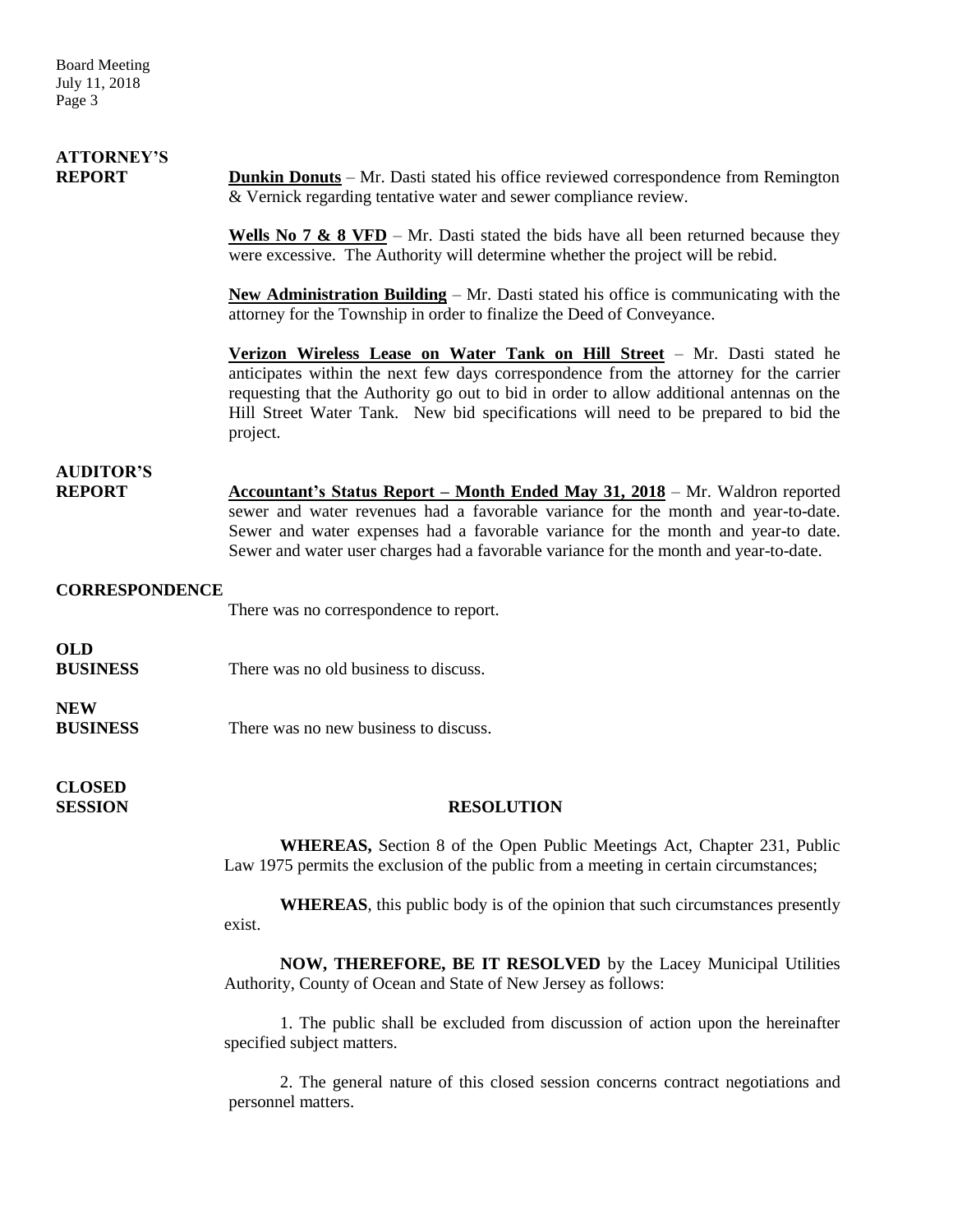**ATTORNEY'S REPORT**

**Dunkin Donuts** – Mr. Dasti stated his office reviewed correspondence from Remington & Vernick regarding tentative water and sewer compliance review.

**Wells No 7 & 8 VFD** – Mr. Dasti stated the bids have all been returned because they were excessive. The Authority will determine whether the project will be rebid.

**New Administration Building** – Mr. Dasti stated his office is communicating with the attorney for the Township in order to finalize the Deed of Conveyance.

**Verizon Wireless Lease on Water Tank on Hill Street** – Mr. Dasti stated he anticipates within the next few days correspondence from the attorney for the carrier requesting that the Authority go out to bid in order to allow additional antennas on the Hill Street Water Tank. New bid specifications will need to be prepared to bid the project.

**AUDITOR'S REPORT**

**Accountant's Status Report – Month Ended May 31, 2018** – Mr. Waldron reported sewer and water revenues had a favorable variance for the month and year-to-date. Sewer and water expenses had a favorable variance for the month and year-to date. Sewer and water user charges had a favorable variance for the month and year-to-date.

**CORRESPONDENCE**

There was no correspondence to report.

**OLD BUSINESS**

There was no old business to discuss.

**NEW BUSINESS**

There was no new business to discuss.

**CLOSED SESSION**

**RESOLUTION**

**WHEREAS,** Section 8 of the Open Public Meetings Act, Chapter 231, Public Law 1975 permits the exclusion of the public from a meeting in certain circumstances;

**WHEREAS**, this public body is of the opinion that such circumstances presently exist.

**NOW, THEREFORE, BE IT RESOLVED** by the Lacey Municipal Utilities Authority, County of Ocean and State of New Jersey as follows:

1. The public shall be excluded from discussion of action upon the hereinafter specified subject matters.

2. The general nature of this closed session concerns contract negotiations and personnel matters.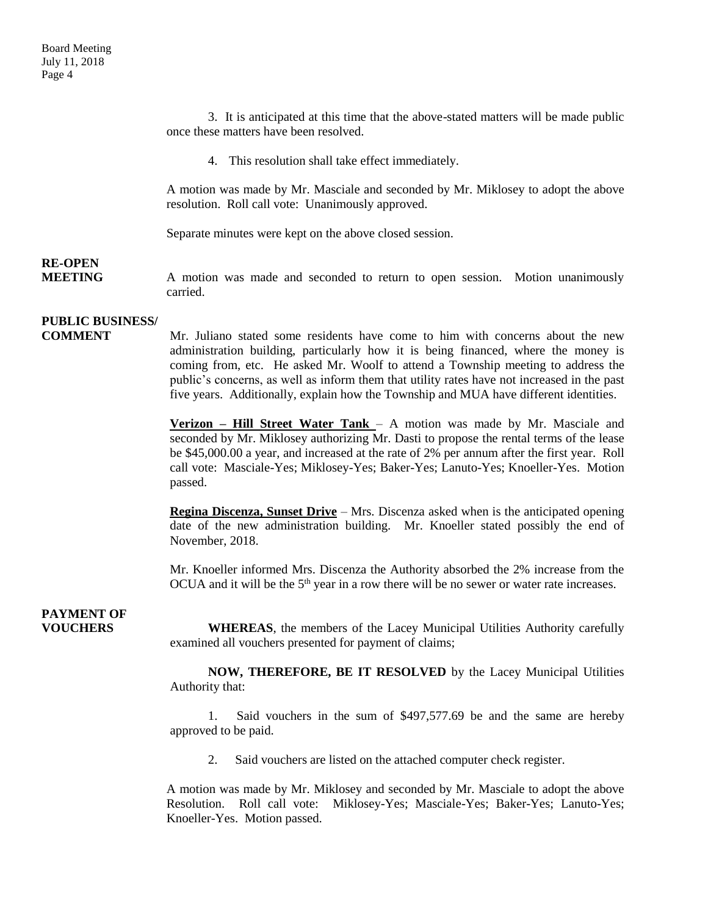3. It is anticipated at this time that the above-stated matters will be made public once these matters have been resolved.

4. This resolution shall take effect immediately.

A motion was made by Mr. Masciale and seconded by Mr. Miklosey to adopt the above resolution. Roll call vote: Unanimously approved.

Separate minutes were kept on the above closed session.

**RE-OPEN MEETING**

A motion was made and seconded to return to open session. Motion unanimously carried.

**PUBLIC BUSINESS/ COMMENT**

Mr. Juliano stated some residents have come to him with concerns about the new administration building, particularly how it is being financed, where the money is coming from, etc. He asked Mr. Woolf to attend a Township meeting to address the public's concerns, as well as inform them that utility rates have not increased in the past five years. Additionally, explain how the Township and MUA have different identities.

**Verizon – Hill Street Water Tank** – A motion was made by Mr. Masciale and seconded by Mr. Miklosey authorizing Mr. Dasti to propose the rental terms of the lease be $45,000.00 a year, and increased at the rate of 2% per annum after the first year. Roll call vote: Masciale-Yes; Miklosey-Yes; Baker-Yes; Lanuto-Yes; Knoeller-Yes. Motion passed.

**Regina Discenza, Sunset Drive** – Mrs. Discenza asked when is the anticipated opening date of the new administration building. Mr. Knoeller stated possibly the end of November, 2018.

Mr. Knoeller informed Mrs. Discenza the Authority absorbed the 2% increase from the OCUA and it will be the 5th year in a row there will be no sewer or water rate increases.

**PAYMENT OF VOUCHERS**

**WHEREAS**, the members of the Lacey Municipal Utilities Authority carefully examined all vouchers presented for payment of claims;

**NOW, THEREFORE, BE IT RESOLVED** by the Lacey Municipal Utilities Authority that:

1. Said vouchers in the sum of $497,577.69 be and the same are hereby approved to be paid.

2. Said vouchers are listed on the attached computer check register.

A motion was made by Mr. Miklosey and seconded by Mr. Masciale to adopt the above Resolution. Roll call vote: Miklosey-Yes; Masciale-Yes; Baker-Yes; Lanuto-Yes; Knoeller-Yes. Motion passed.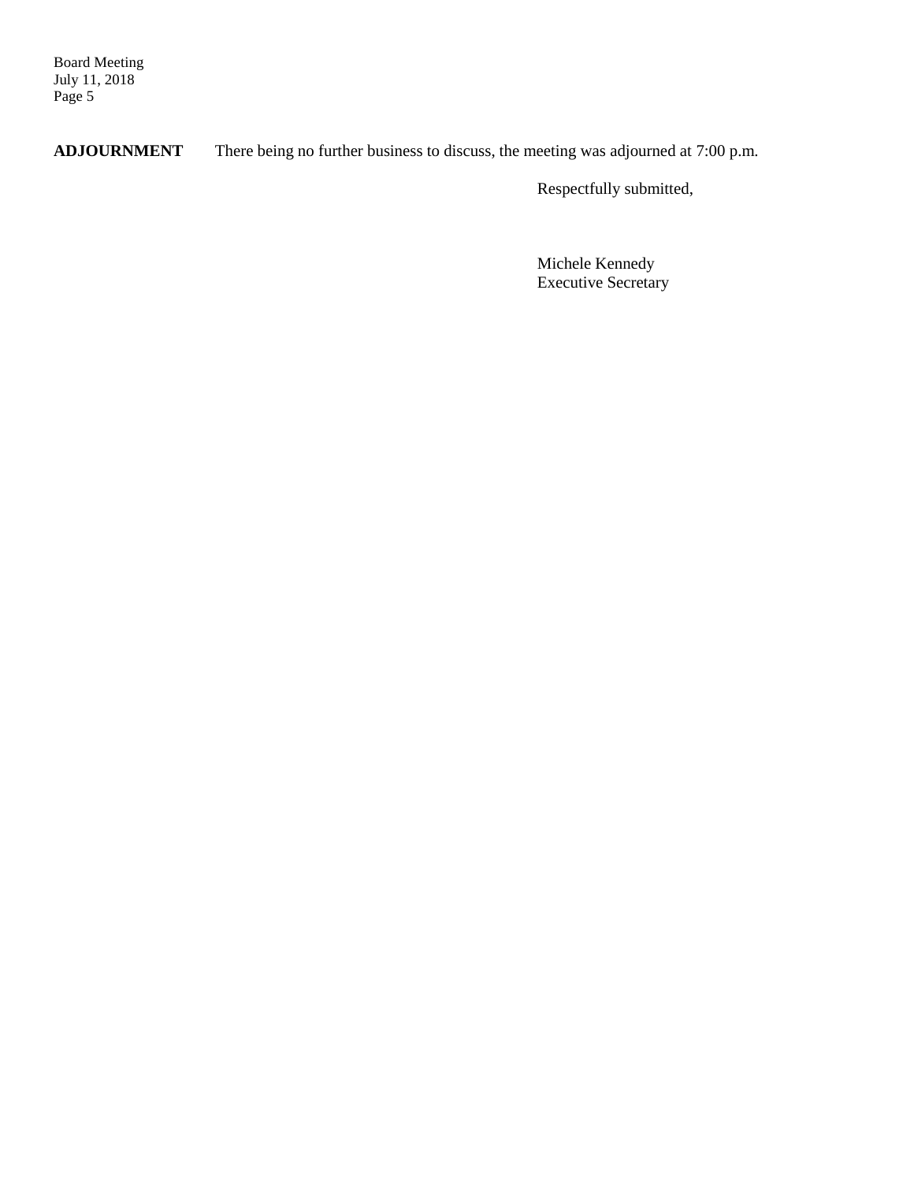**ADJOURNMENT** There being no further business to discuss, the meeting was adjourned at 7:00 p.m.

Respectfully submitted,

Michele Kennedy
Executive Secretary